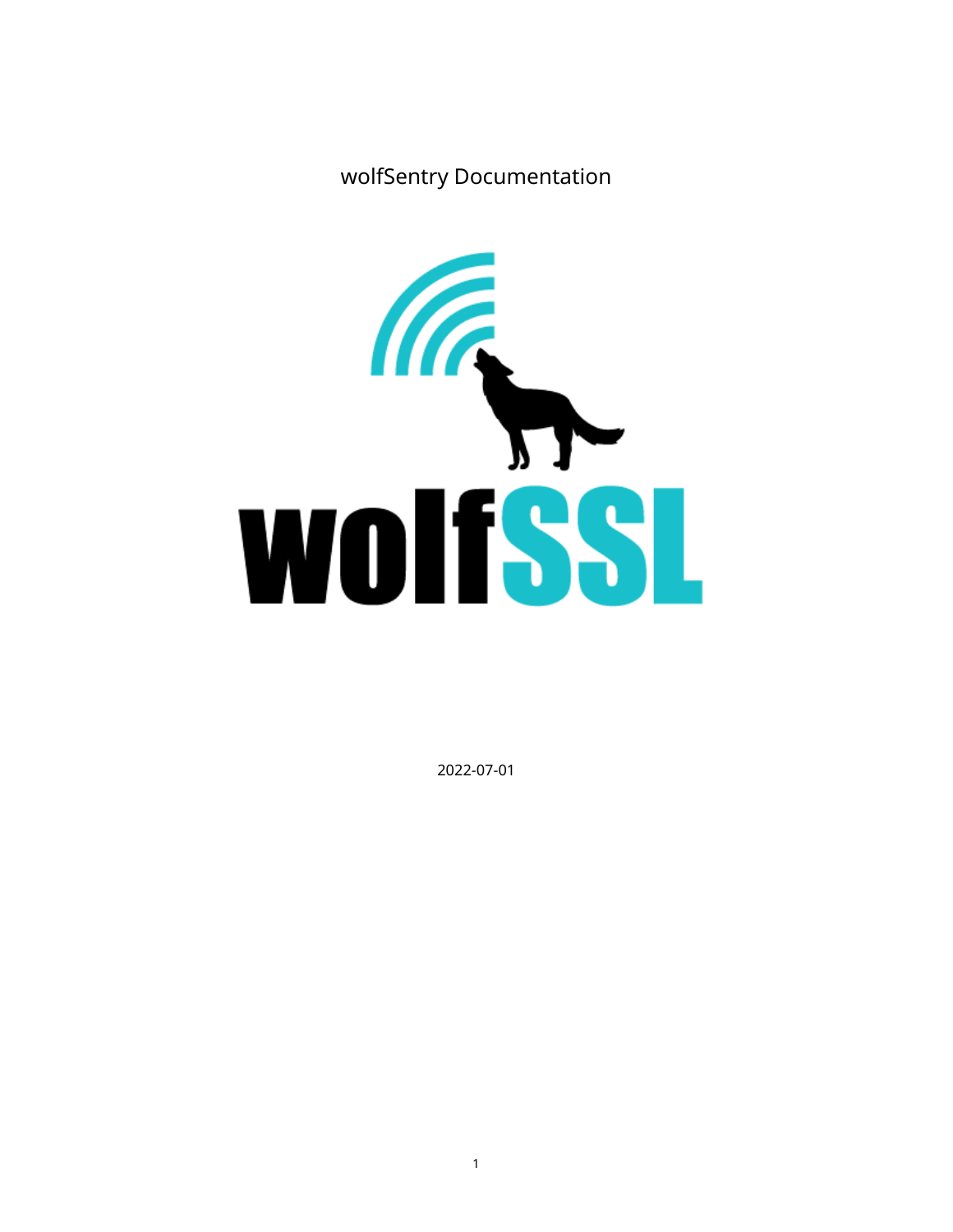# wolfSentry Documentation

2022-07-01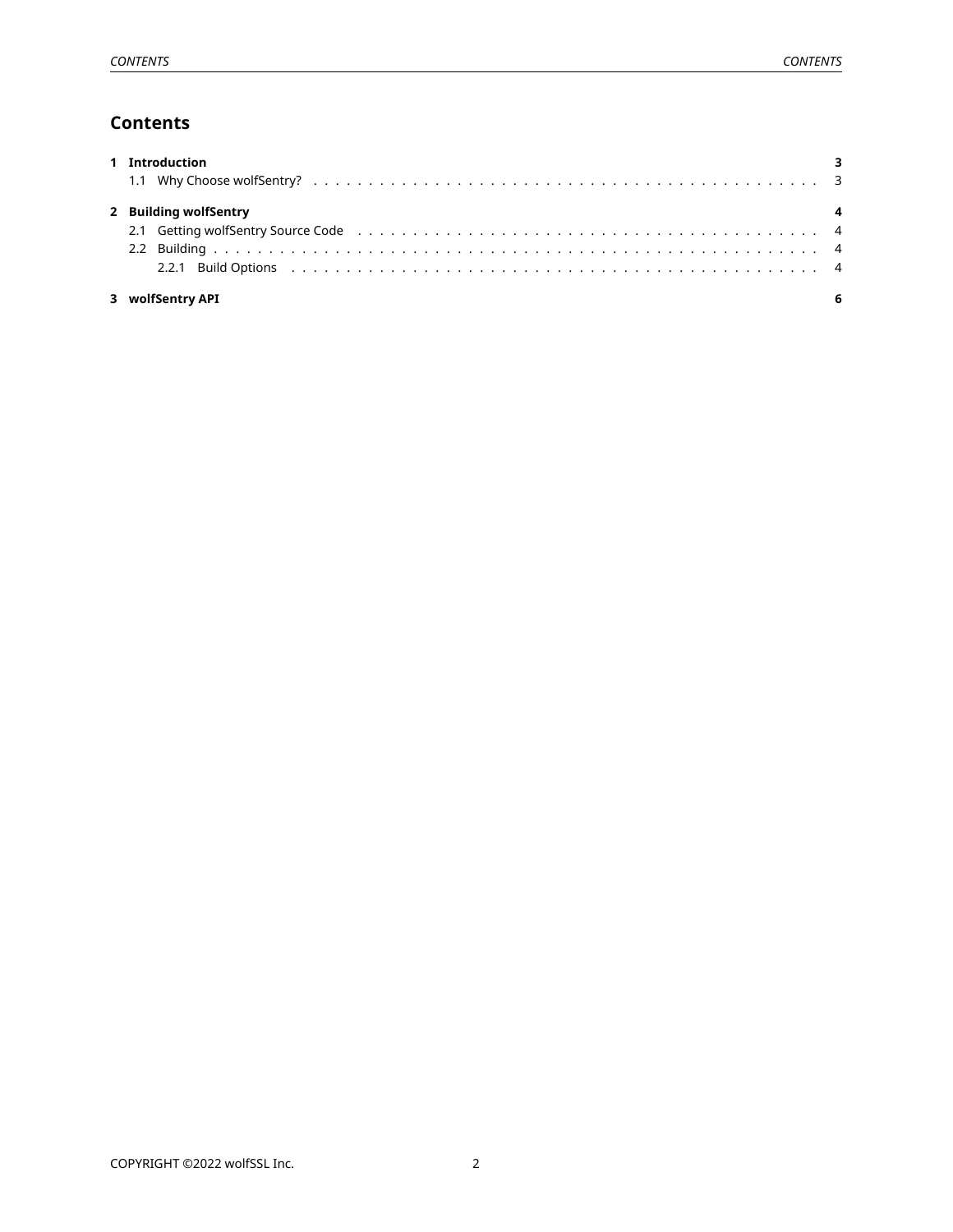# Contents

**1 Introduction** **3**

- 1.1 Why Choose wolfSentry? . . . . . . . . . . . . . . . . . . . . . . . . . . . . . . . . . . . . . . . . . . . . 3

**2 Building wolfSentry** **4**

- 2.1 Getting wolfSentry Source Code . . . . . . . . . . . . . . . . . . . . . . . . . . . . . . . . . . . . . . . 4
- 2.2 Building . . . . . . . . . . . . . . . . . . . . . . . . . . . . . . . . . . . . . . . . . . . . . . . . . . . . 4
  - 2.2.1 Build Options . . . . . . . . . . . . . . . . . . . . . . . . . . . . . . . . . . . . . . . . . . . . 4

**3 wolfSentry API** **6**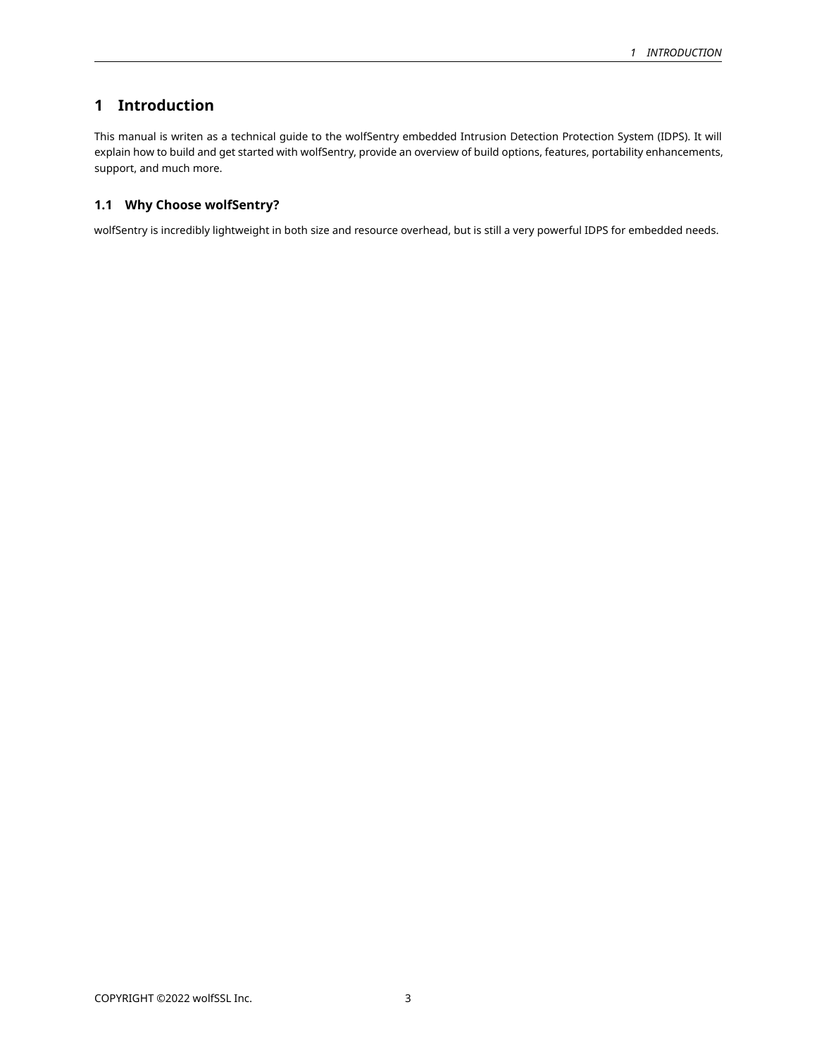# 1 Introduction

This manual is writen as a technical guide to the wolfSentry embedded Intrusion Detection Protection System (IDPS). It will explain how to build and get started with wolfSentry, provide an overview of build options, features, portability enhancements, support, and much more.

## 1.1 Why Choose wolfSentry?

wolfSentry is incredibly lightweight in both size and resource overhead, but is still a very powerful IDPS for embedded needs.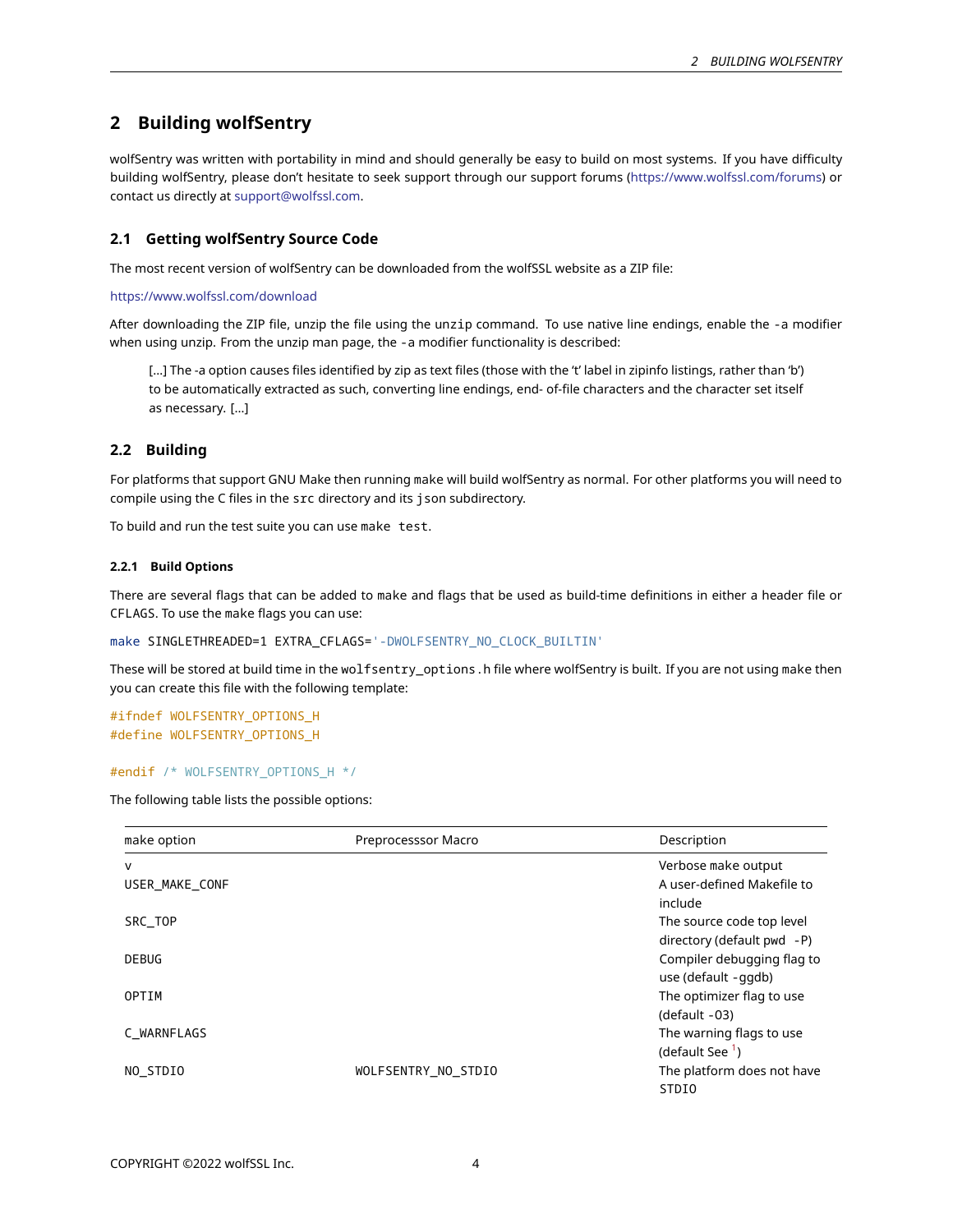# 2 Building wolfSentry

wolfSentry was written with portability in mind and should generally be easy to build on most systems. If you have difficulty building wolfSentry, please don't hesitate to seek support through our support forums (https://www.wolfssl.com/forums) or contact us directly at support@wolfssl.com.

## 2.1 Getting wolfSentry Source Code

The most recent version of wolfSentry can be downloaded from the wolfSSL website as a ZIP file:

https://www.wolfssl.com/download

After downloading the ZIP file, unzip the file using the `unzip` command. To use native line endings, enable the `-a` modifier when using unzip. From the unzip man page, the `-a` modifier functionality is described:

> [...] The -a option causes files identified by zip as text files (those with the 't' label in zipinfo listings, rather than 'b') to be automatically extracted as such, converting line endings, end- of-file characters and the character set itself as necessary. [...]

## 2.2 Building

For platforms that support GNU Make then running `make` will build wolfSentry as normal. For other platforms you will need to compile using the C files in the `src` directory and its `json` subdirectory.

To build and run the test suite you can use `make test`.

### 2.2.1 Build Options

There are several flags that can be added to `make` and flags that be used as build-time definitions in either a header file or `CFLAGS`. To use the `make` flags you can use:

```
make SINGLETHREADED=1 EXTRA_CFLAGS='-DWOLFSENTRY_NO_CLOCK_BUILTIN'
```

These will be stored at build time in the `wolfsentry_options.h` file where wolfSentry is built. If you are not using `make` then you can create this file with the following template:

```
#ifndef WOLFSENTRY_OPTIONS_H
#define WOLFSENTRY_OPTIONS_H

#endif /* WOLFSENTRY_OPTIONS_H */
```

The following table lists the possible options:

| make option | Preprocesssor Macro | Description |
|---|---|---|
| v | | Verbose make output |
| USER_MAKE_CONF | | A user-defined Makefile to include |
| SRC_TOP | | The source code top level directory (default `pwd -P`) |
| DEBUG | | Compiler debugging flag to use (default -ggdb) |
| OPTIM | | The optimizer flag to use (default -03) |
| C_WARNFLAGS | | The warning flags to use (default See [1]) |
| NO_STDIO | WOLFSENTRY_NO_STDIO | The platform does not have STDIO |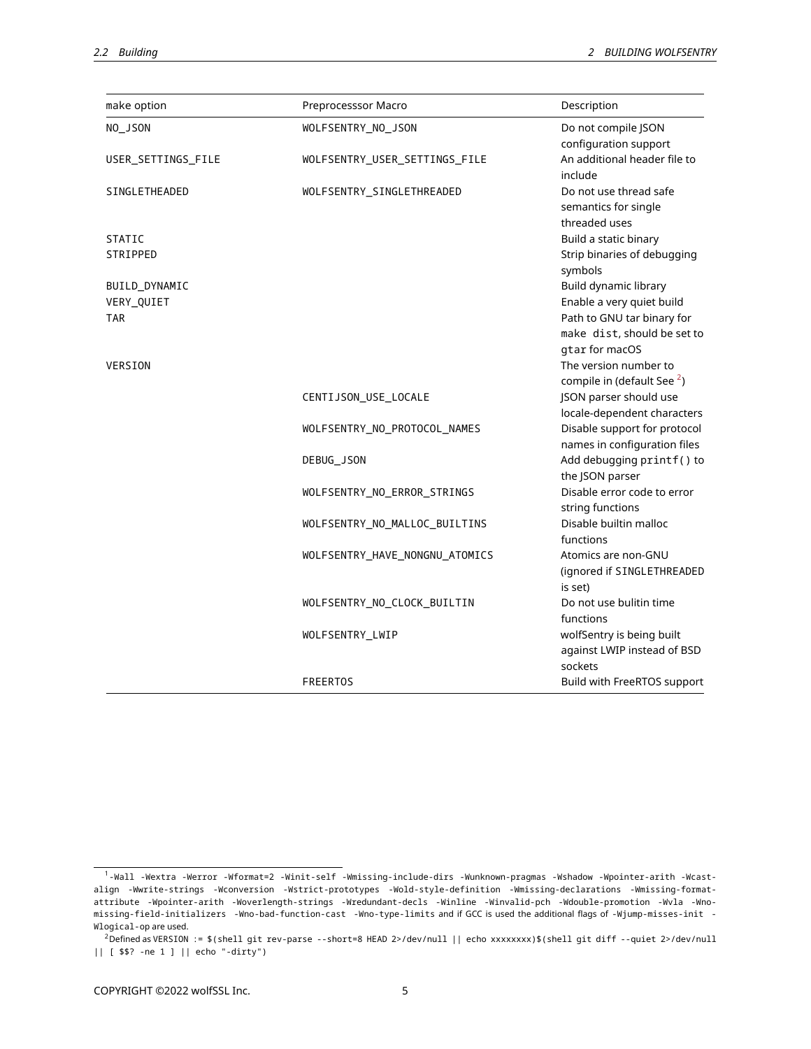| make option | Preprocesssor Macro | Description |
|---|---|---|
| NO_JSON | WOLFSENTRY_NO_JSON | Do not compile JSON configuration support |
| USER_SETTINGS_FILE | WOLFSENTRY_USER_SETTINGS_FILE | An additional header file to include |
| SINGLETHEADED | WOLFSENTRY_SINGLETHREADED | Do not use thread safe semantics for single threaded uses |
| STATIC | | Build a static binary |
| STRIPPED | | Strip binaries of debugging symbols |
| BUILD_DYNAMIC | | Build dynamic library |
| VERY_QUIET | | Enable a very quiet build |
| TAR | | Path to GNU tar binary for `make dist`, should be set to `gtar` for macOS |
| VERSION | | The version number to compile in (default See [2]) |
| | CENTIJSON_USE_LOCALE | JSON parser should use locale-dependent characters |
| | WOLFSENTRY_NO_PROTOCOL_NAMES | Disable support for protocol names in configuration files |
| | DEBUG_JSON | Add debugging `printf()` to the JSON parser |
| | WOLFSENTRY_NO_ERROR_STRINGS | Disable error code to error string functions |
| | WOLFSENTRY_NO_MALLOC_BUILTINS | Disable builtin malloc functions |
| | WOLFSENTRY_HAVE_NONGNU_ATOMICS | Atomics are non-GNU (ignored if SINGLETHREADED is set) |
| | WOLFSENTRY_NO_CLOCK_BUILTIN | Do not use bulitin time functions |
| | WOLFSENTRY_LWIP | wolfSentry is being built against LWIP instead of BSD sockets |
| | FREERTOS | Build with FreeRTOS support |

[1] `-Wall -Wextra -Werror -Wformat=2 -Winit-self -Wmissing-include-dirs -Wunknown-pragmas -Wshadow -Wpointer-arith -Wcast-align -Wwrite-strings -Wconversion -Wstrict-prototypes -Wold-style-definition -Wmissing-declarations -Wmissing-format-attribute -Wpointer-arith -Woverlength-strings -Wredundant-decls -Winline -Winvalid-pch -Wdouble-promotion -Wvla -Wno-missing-field-initializers -Wno-bad-function-cast -Wno-type-limits` and if GCC is used the additional flags of `-Wjump-misses-init -Wlogical-op` are used.

[2] Defined as `VERSION := $(shell git rev-parse --short=8 HEAD 2>/dev/null || echo xxxxxxxx)$(shell git diff --quiet 2>/dev/null || [ $$? -ne 1 ] || echo "-dirty")`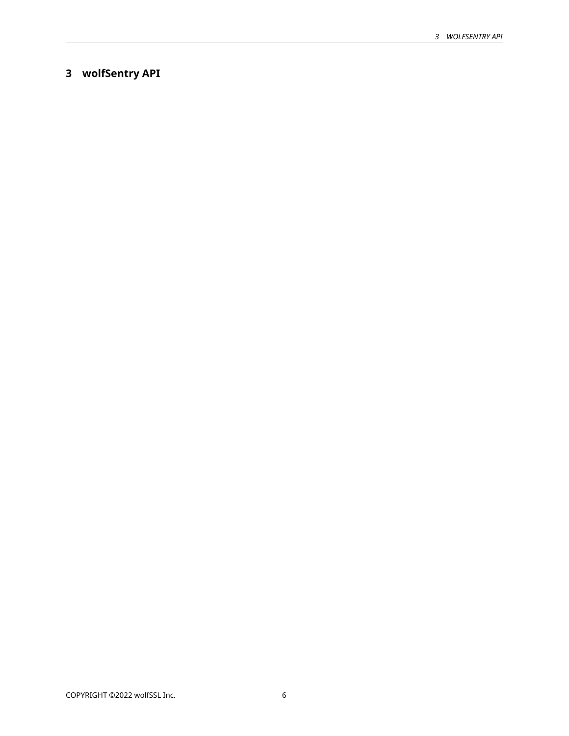# 3 wolfSentry API